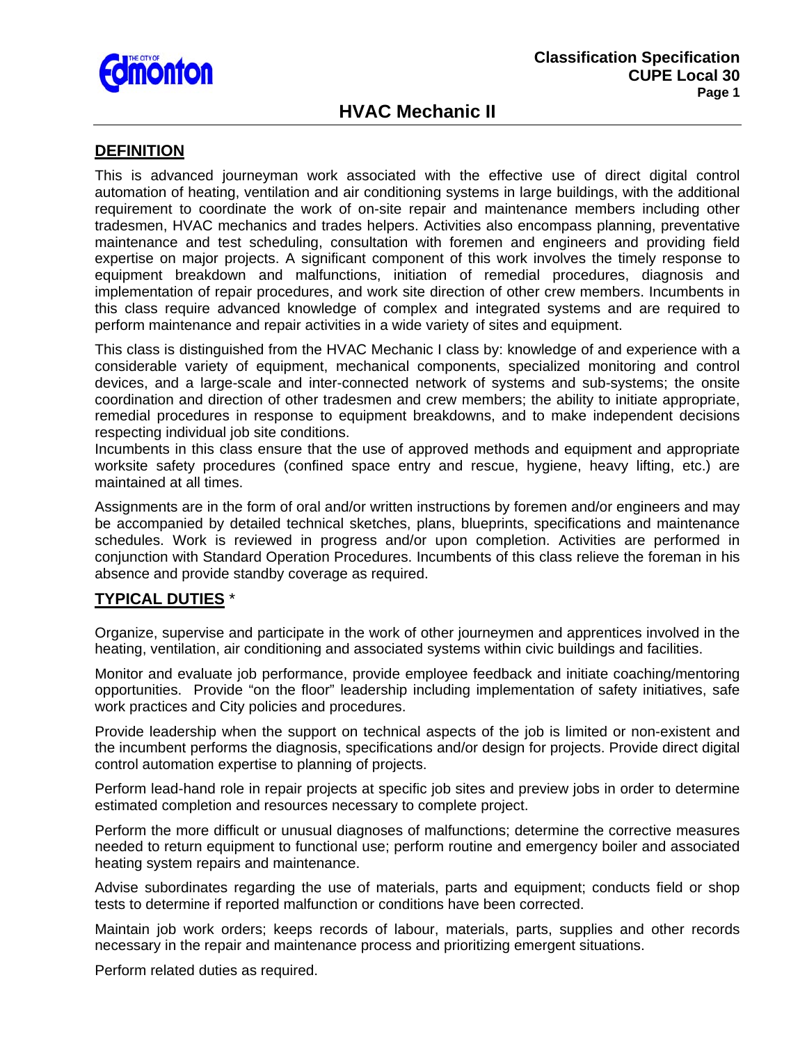# HVAC Mechanic II

## DEFINITION

This is advanced journeyman work associated with the effective use of direct digital control automation of heating, ventilation and air conditioning systems in large buildings, with the additional requirement to coordinate the work of on-site repair and maintenance members including other tradesmen, HVAC mechanics and trades helpers. Activities also encompass planning, preventative maintenance and test scheduling, consultation with foremen and engineers and providing field expertise on major projects. A significant component of this work involves the timely response to equipment breakdown and malfunctions, initiation of remedial procedures, diagnosis and implementation of repair procedures, and work site direction of other crew members. Incumbents in this class require advanced knowledge of complex and integrated systems and are required to perform maintenance and repair activities in a wide variety of sites and equipment.

This class is distinguished from the HVAC Mechanic I class by: knowledge of and experience with a considerable variety of equipment, mechanical components, specialized monitoring and control devices, and a large-scale and inter-connected network of systems and sub-systems; the onsite coordination and direction of other tradesmen and crew members; the ability to initiate appropriate, remedial procedures in response to equipment breakdowns, and to make independent decisions respecting individual job site conditions.

Incumbents in this class ensure that the use of approved methods and equipment and appropriate worksite safety procedures (confined space entry and rescue, hygiene, heavy lifting, etc.) are maintained at all times.

Assignments are in the form of oral and/or written instructions by foremen and/or engineers and may be accompanied by detailed technical sketches, plans, blueprints, specifications and maintenance schedules. Work is reviewed in progress and/or upon completion. Activities are performed in conjunction with Standard Operation Procedures. Incumbents of this class relieve the foreman in his absence and provide standby coverage as required.

## TYPICAL DUTIES *

Organize, supervise and participate in the work of other journeymen and apprentices involved in the heating, ventilation, air conditioning and associated systems within civic buildings and facilities.

Monitor and evaluate job performance, provide employee feedback and initiate coaching/mentoring opportunities. Provide "on the floor" leadership including implementation of safety initiatives, safe work practices and City policies and procedures.

Provide leadership when the support on technical aspects of the job is limited or non-existent and the incumbent performs the diagnosis, specifications and/or design for projects. Provide direct digital control automation expertise to planning of projects.

Perform lead-hand role in repair projects at specific job sites and preview jobs in order to determine estimated completion and resources necessary to complete project.

Perform the more difficult or unusual diagnoses of malfunctions; determine the corrective measures needed to return equipment to functional use; perform routine and emergency boiler and associated heating system repairs and maintenance.

Advise subordinates regarding the use of materials, parts and equipment; conducts field or shop tests to determine if reported malfunction or conditions have been corrected.

Maintain job work orders; keeps records of labour, materials, parts, supplies and other records necessary in the repair and maintenance process and prioritizing emergent situations.

Perform related duties as required.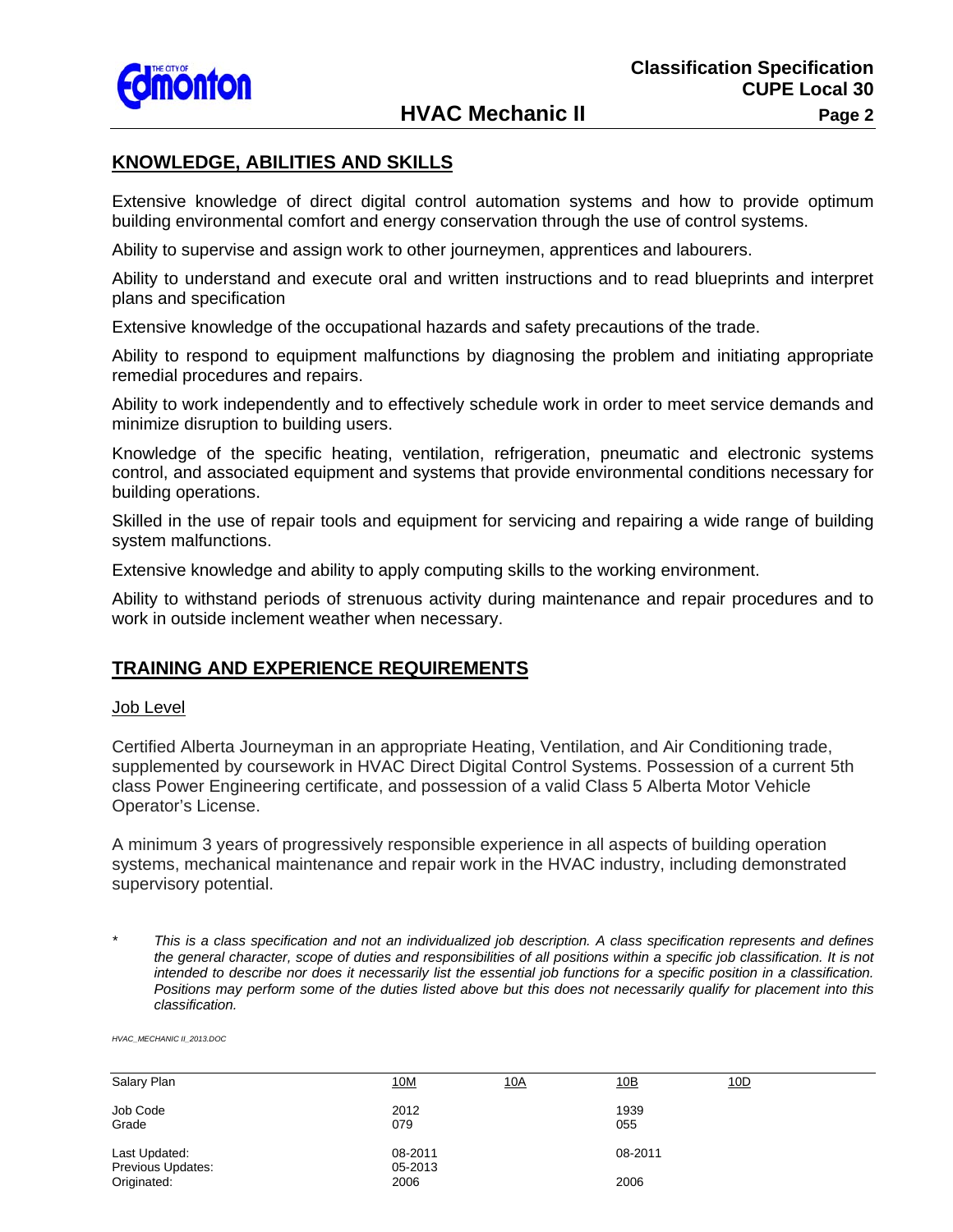## KNOWLEDGE, ABILITIES AND SKILLS

Extensive knowledge of direct digital control automation systems and how to provide optimum building environmental comfort and energy conservation through the use of control systems.

Ability to supervise and assign work to other journeymen, apprentices and labourers.

Ability to understand and execute oral and written instructions and to read blueprints and interpret plans and specification

Extensive knowledge of the occupational hazards and safety precautions of the trade.

Ability to respond to equipment malfunctions by diagnosing the problem and initiating appropriate remedial procedures and repairs.

Ability to work independently and to effectively schedule work in order to meet service demands and minimize disruption to building users.

Knowledge of the specific heating, ventilation, refrigeration, pneumatic and electronic systems control, and associated equipment and systems that provide environmental conditions necessary for building operations.

Skilled in the use of repair tools and equipment for servicing and repairing a wide range of building system malfunctions.

Extensive knowledge and ability to apply computing skills to the working environment.

Ability to withstand periods of strenuous activity during maintenance and repair procedures and to work in outside inclement weather when necessary.

## TRAINING AND EXPERIENCE REQUIREMENTS

Job Level

Certified Alberta Journeyman in an appropriate Heating, Ventilation, and Air Conditioning trade, supplemented by coursework in HVAC Direct Digital Control Systems. Possession of a current 5th class Power Engineering certificate, and possession of a valid Class 5 Alberta Motor Vehicle Operator's License.

A minimum 3 years of progressively responsible experience in all aspects of building operation systems, mechanical maintenance and repair work in the HVAC industry, including demonstrated supervisory potential.

\* *This is a class specification and not an individualized job description. A class specification represents and defines the general character, scope of duties and responsibilities of all positions within a specific job classification. It is not intended to describe nor does it necessarily list the essential job functions for a specific position in a classification. Positions may perform some of the duties listed above but this does not necessarily qualify for placement into this classification.*

*HVAC_MECHANIC II_2013.DOC*

| Salary Plan | 10M | 10A | 10B | 10D |
|---|---|---|---|---|
| Job Code | 2012 | | 1939 | |
| Grade | 079 | | 055 | |
| Last Updated: | 08-2011 | | 08-2011 | |
| Previous Updates: | 05-2013 | | | |
| Originated: | 2006 | | 2006 | |